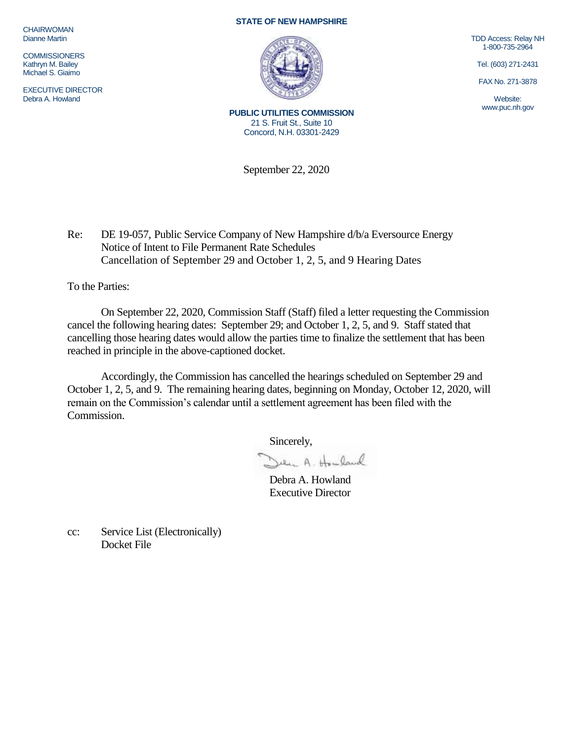CHAIRWOMAN
Dianne Martin

COMMISSIONERS
Kathryn M. Bailey
Michael S. Giaimo

EXECUTIVE DIRECTOR
Debra A. Howland

**STATE OF NEW HAMPSHIRE**

**PUBLIC UTILITIES COMMISSION**
21 S. Fruit St., Suite 10
Concord, N.H. 03301-2429

TDD Access: Relay NH
1-800-735-2964

Tel. (603) 271-2431

FAX No. 271-3878

Website:
www.puc.nh.gov

September 22, 2020

Re: DE 19-057, Public Service Company of New Hampshire d/b/a Eversource Energy
Notice of Intent to File Permanent Rate Schedules
Cancellation of September 29 and October 1, 2, 5, and 9 Hearing Dates

To the Parties:

On September 22, 2020, Commission Staff (Staff) filed a letter requesting the Commission cancel the following hearing dates: September 29; and October 1, 2, 5, and 9. Staff stated that cancelling those hearing dates would allow the parties time to finalize the settlement that has been reached in principle in the above-captioned docket.

Accordingly, the Commission has cancelled the hearings scheduled on September 29 and October 1, 2, 5, and 9. The remaining hearing dates, beginning on Monday, October 12, 2020, will remain on the Commission's calendar until a settlement agreement has been filed with the Commission.

Sincerely,

Debra A. Howland
Executive Director

cc: Service List (Electronically)
Docket File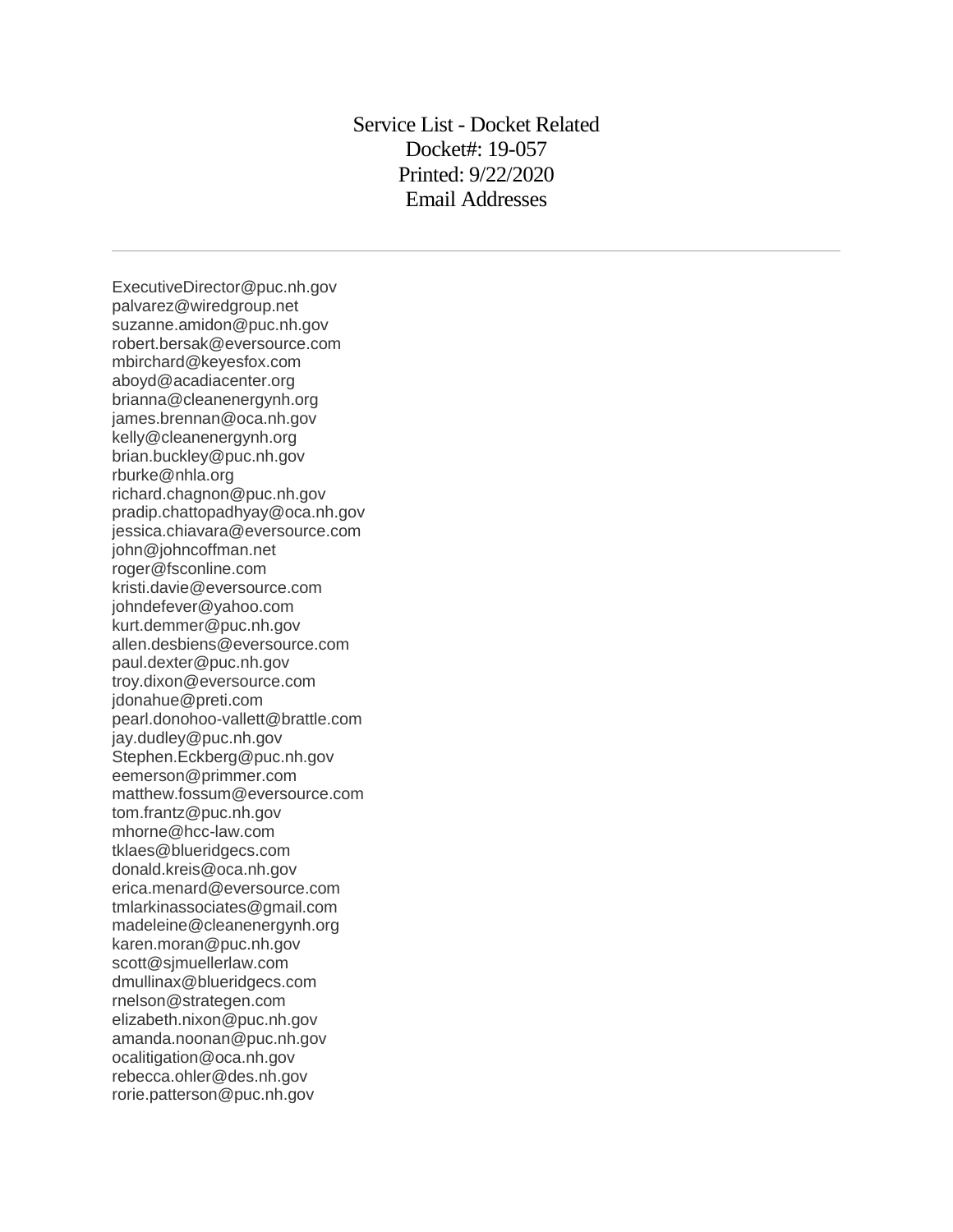Service List - Docket Related
Docket#: 19-057
Printed: 9/22/2020
Email Addresses

---

ExecutiveDirector@puc.nh.gov
palvarez@wiredgroup.net
suzanne.amidon@puc.nh.gov
robert.bersak@eversource.com
mbirchard@keyesfox.com
aboyd@acadiacenter.org
brianna@cleanenergynh.org
james.brennan@oca.nh.gov
kelly@cleanenergynh.org
brian.buckley@puc.nh.gov
rburke@nhla.org
richard.chagnon@puc.nh.gov
pradip.chattopadhyay@oca.nh.gov
jessica.chiavara@eversource.com
john@johncoffman.net
roger@fsconline.com
kristi.davie@eversource.com
johndefever@yahoo.com
kurt.demmer@puc.nh.gov
allen.desbiens@eversource.com
paul.dexter@puc.nh.gov
troy.dixon@eversource.com
jdonahue@preti.com
pearl.donohoo-vallett@brattle.com
jay.dudley@puc.nh.gov
Stephen.Eckberg@puc.nh.gov
eemerson@primmer.com
matthew.fossum@eversource.com
tom.frantz@puc.nh.gov
mhorne@hcc-law.com
tklaes@blueridgecs.com
donald.kreis@oca.nh.gov
erica.menard@eversource.com
tmlarkinassociates@gmail.com
madeleine@cleanenergynh.org
karen.moran@puc.nh.gov
scott@sjmuellerlaw.com
dmullinax@blueridgecs.com
rnelson@strategen.com
elizabeth.nixon@puc.nh.gov
amanda.noonan@puc.nh.gov
ocalitigation@oca.nh.gov
rebecca.ohler@des.nh.gov
rorie.patterson@puc.nh.gov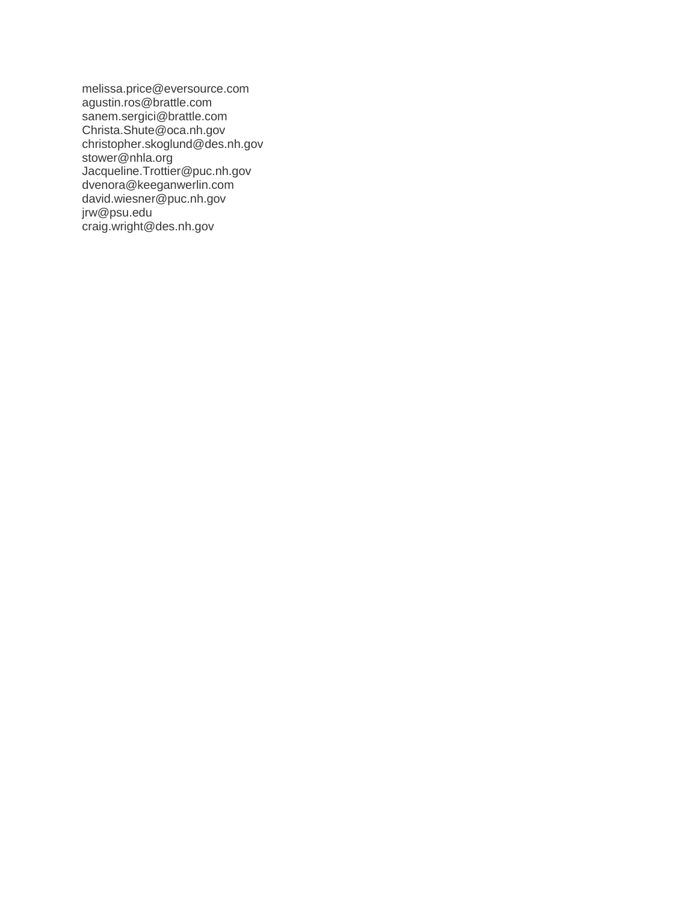melissa.price@eversource.com
agustin.ros@brattle.com
sanem.sergici@brattle.com
Christa.Shute@oca.nh.gov
christopher.skoglund@des.nh.gov
stower@nhla.org
Jacqueline.Trottier@puc.nh.gov
dvenora@keeganwerlin.com
david.wiesner@puc.nh.gov
jrw@psu.edu
craig.wright@des.nh.gov